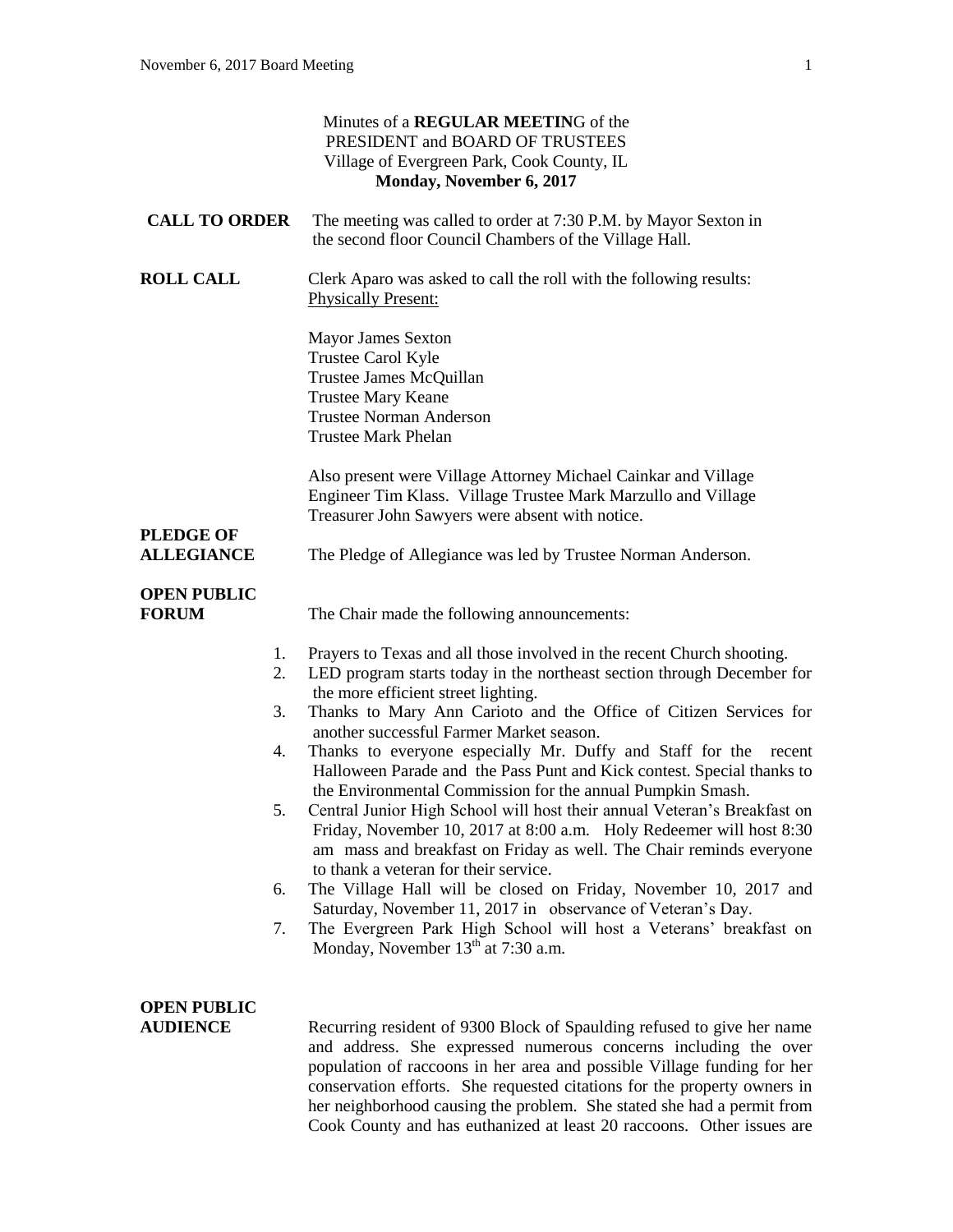Minutes of a **REGULAR MEETIN**G of the
PRESIDENT and BOARD OF TRUSTEES
Village of Evergreen Park, Cook County, IL
**Monday, November 6, 2017**

**CALL TO ORDER** The meeting was called to order at 7:30 P.M. by Mayor Sexton in the second floor Council Chambers of the Village Hall.

**ROLL CALL** Clerk Aparo was asked to call the roll with the following results:
Physically Present:

Mayor James Sexton
Trustee Carol Kyle
Trustee James McQuillan
Trustee Mary Keane
Trustee Norman Anderson
Trustee Mark Phelan

Also present were Village Attorney Michael Cainkar and Village Engineer Tim Klass. Village Trustee Mark Marzullo and Village Treasurer John Sawyers were absent with notice.

**PLEDGE OF ALLEGIANCE** The Pledge of Allegiance was led by Trustee Norman Anderson.

**OPEN PUBLIC FORUM** The Chair made the following announcements:

1. Prayers to Texas and all those involved in the recent Church shooting.
2. LED program starts today in the northeast section through December for the more efficient street lighting.
3. Thanks to Mary Ann Carioto and the Office of Citizen Services for another successful Farmer Market season.
4. Thanks to everyone especially Mr. Duffy and Staff for the recent Halloween Parade and the Pass Punt and Kick contest. Special thanks to the Environmental Commission for the annual Pumpkin Smash.
5. Central Junior High School will host their annual Veteran's Breakfast on Friday, November 10, 2017 at 8:00 a.m. Holy Redeemer will host 8:30 am mass and breakfast on Friday as well. The Chair reminds everyone to thank a veteran for their service.
6. The Village Hall will be closed on Friday, November 10, 2017 and Saturday, November 11, 2017 in observance of Veteran's Day.
7. The Evergreen Park High School will host a Veterans' breakfast on Monday, November 13th at 7:30 a.m.

**OPEN PUBLIC AUDIENCE** Recurring resident of 9300 Block of Spaulding refused to give her name and address. She expressed numerous concerns including the over population of raccoons in her area and possible Village funding for her conservation efforts. She requested citations for the property owners in her neighborhood causing the problem. She stated she had a permit from Cook County and has euthanized at least 20 raccoons. Other issues are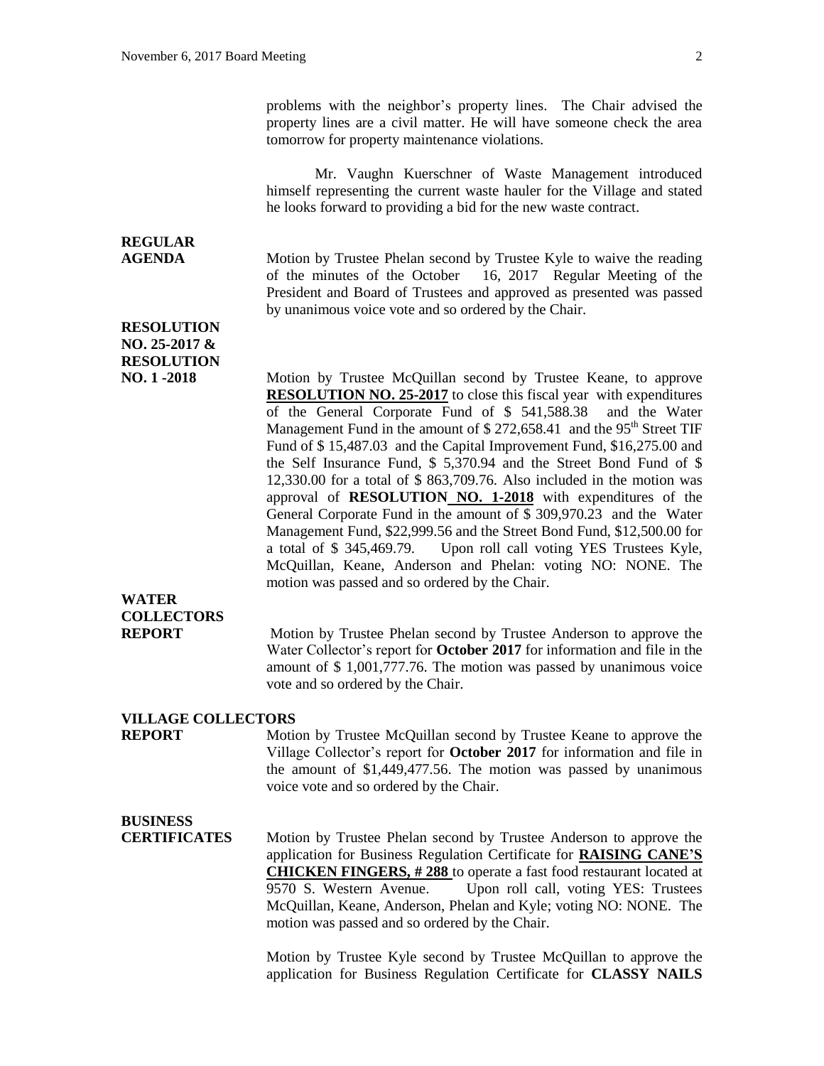problems with the neighbor's property lines. The Chair advised the property lines are a civil matter. He will have someone check the area tomorrow for property maintenance violations.

Mr. Vaughn Kuerschner of Waste Management introduced himself representing the current waste hauler for the Village and stated he looks forward to providing a bid for the new waste contract.

**REGULAR AGENDA**

Motion by Trustee Phelan second by Trustee Kyle to waive the reading of the minutes of the October 16, 2017 Regular Meeting of the President and Board of Trustees and approved as presented was passed by unanimous voice vote and so ordered by the Chair.

**RESOLUTION NO. 25-2017 & RESOLUTION NO. 1-2018**

Motion by Trustee McQuillan second by Trustee Keane, to approve **RESOLUTION NO. 25-2017** to close this fiscal year with expenditures of the General Corporate Fund of $ 541,588.38 and the Water Management Fund in the amount of $ 272,658.41 and the 95th Street TIF Fund of $ 15,487.03 and the Capital Improvement Fund, $16,275.00 and the Self Insurance Fund, $ 5,370.94 and the Street Bond Fund of $ 12,330.00 for a total of $ 863,709.76. Also included in the motion was approval of **RESOLUTION NO. 1-2018** with expenditures of the General Corporate Fund in the amount of $ 309,970.23 and the Water Management Fund, $22,999.56 and the Street Bond Fund, $12,500.00 for a total of $ 345,469.79. Upon roll call voting YES Trustees Kyle, McQuillan, Keane, Anderson and Phelan: voting NO: NONE. The motion was passed and so ordered by the Chair.

**WATER COLLECTORS REPORT**

Motion by Trustee Phelan second by Trustee Anderson to approve the Water Collector's report for **October 2017** for information and file in the amount of $ 1,001,777.76. The motion was passed by unanimous voice vote and so ordered by the Chair.

**VILLAGE COLLECTORS REPORT**

Motion by Trustee McQuillan second by Trustee Keane to approve the Village Collector's report for **October 2017** for information and file in the amount of $1,449,477.56. The motion was passed by unanimous voice vote and so ordered by the Chair.

**BUSINESS CERTIFICATES**

Motion by Trustee Phelan second by Trustee Anderson to approve the application for Business Regulation Certificate for **RAISING CANE'S CHICKEN FINGERS, # 288** to operate a fast food restaurant located at 9570 S. Western Avenue. Upon roll call, voting YES: Trustees McQuillan, Keane, Anderson, Phelan and Kyle; voting NO: NONE. The motion was passed and so ordered by the Chair.

Motion by Trustee Kyle second by Trustee McQuillan to approve the application for Business Regulation Certificate for **CLASSY NAILS**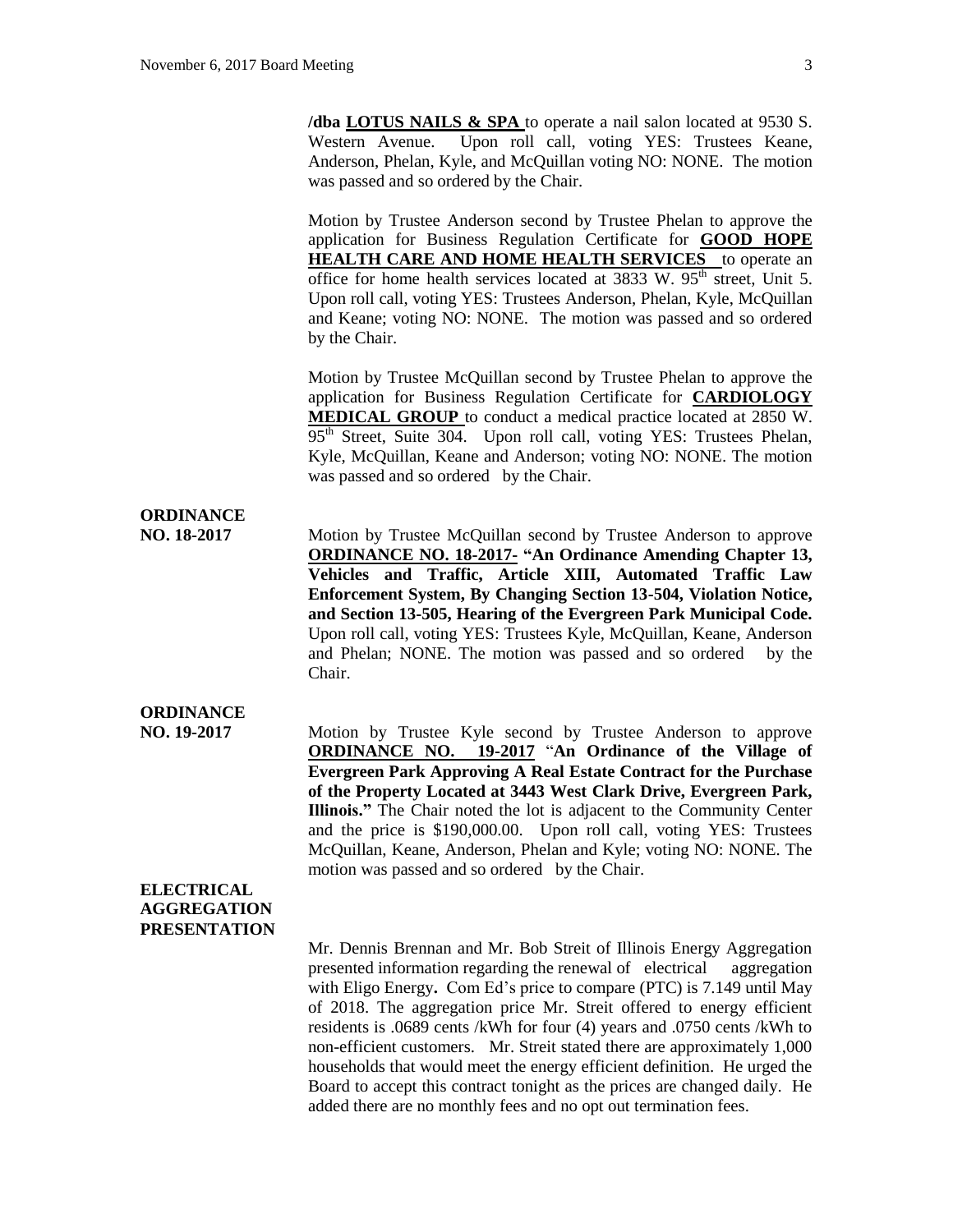**/dba LOTUS NAILS & SPA** to operate a nail salon located at 9530 S. Western Avenue. Upon roll call, voting YES: Trustees Keane, Anderson, Phelan, Kyle, and McQuillan voting NO: NONE. The motion was passed and so ordered by the Chair.

Motion by Trustee Anderson second by Trustee Phelan to approve the application for Business Regulation Certificate for **GOOD HOPE HEALTH CARE AND HOME HEALTH SERVICES** to operate an office for home health services located at 3833 W. 95th street, Unit 5. Upon roll call, voting YES: Trustees Anderson, Phelan, Kyle, McQuillan and Keane; voting NO: NONE. The motion was passed and so ordered by the Chair.

Motion by Trustee McQuillan second by Trustee Phelan to approve the application for Business Regulation Certificate for **CARDIOLOGY MEDICAL GROUP** to conduct a medical practice located at 2850 W. 95th Street, Suite 304. Upon roll call, voting YES: Trustees Phelan, Kyle, McQuillan, Keane and Anderson; voting NO: NONE. The motion was passed and so ordered by the Chair.

**ORDINANCE NO. 18-2017**

Motion by Trustee McQuillan second by Trustee Anderson to approve **ORDINANCE NO. 18-2017- "An Ordinance Amending Chapter 13, Vehicles and Traffic, Article XIII, Automated Traffic Law Enforcement System, By Changing Section 13-504, Violation Notice, and Section 13-505, Hearing of the Evergreen Park Municipal Code.** Upon roll call, voting YES: Trustees Kyle, McQuillan, Keane, Anderson and Phelan; NONE. The motion was passed and so ordered by the Chair.

**ORDINANCE NO. 19-2017**

Motion by Trustee Kyle second by Trustee Anderson to approve **ORDINANCE NO. 19-2017 "An Ordinance of the Village of Evergreen Park Approving A Real Estate Contract for the Purchase of the Property Located at 3443 West Clark Drive, Evergreen Park, Illinois."** The Chair noted the lot is adjacent to the Community Center and the price is $190,000.00. Upon roll call, voting YES: Trustees McQuillan, Keane, Anderson, Phelan and Kyle; voting NO: NONE. The motion was passed and so ordered by the Chair.

**ELECTRICAL AGGREGATION PRESENTATION**

Mr. Dennis Brennan and Mr. Bob Streit of Illinois Energy Aggregation presented information regarding the renewal of electrical aggregation with Eligo Energy**.** Com Ed's price to compare (PTC) is 7.149 until May of 2018. The aggregation price Mr. Streit offered to energy efficient residents is .0689 cents /kWh for four (4) years and .0750 cents /kWh to non-efficient customers. Mr. Streit stated there are approximately 1,000 households that would meet the energy efficient definition. He urged the Board to accept this contract tonight as the prices are changed daily. He added there are no monthly fees and no opt out termination fees.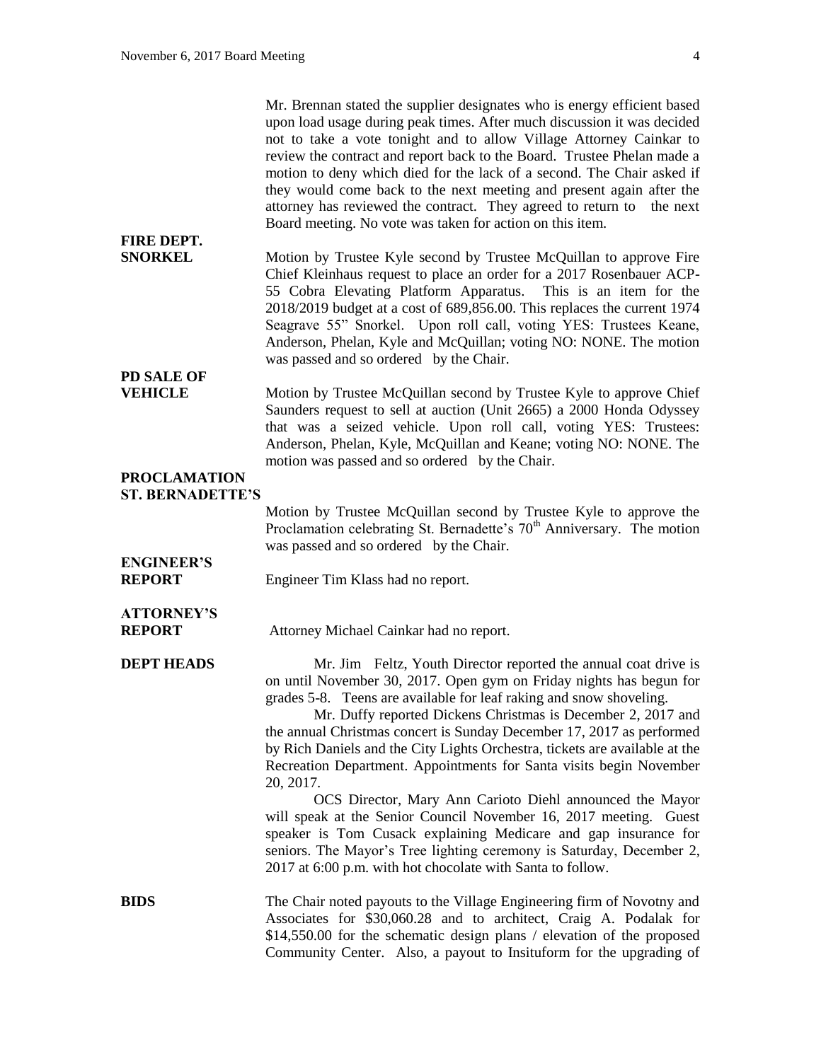Mr. Brennan stated the supplier designates who is energy efficient based upon load usage during peak times. After much discussion it was decided not to take a vote tonight and to allow Village Attorney Cainkar to review the contract and report back to the Board. Trustee Phelan made a motion to deny which died for the lack of a second. The Chair asked if they would come back to the next meeting and present again after the attorney has reviewed the contract. They agreed to return to the next Board meeting. No vote was taken for action on this item.

**FIRE DEPT. SNORKEL**

Motion by Trustee Kyle second by Trustee McQuillan to approve Fire Chief Kleinhaus request to place an order for a 2017 Rosenbauer ACP-55 Cobra Elevating Platform Apparatus. This is an item for the 2018/2019 budget at a cost of 689,856.00. This replaces the current 1974 Seagrave 55" Snorkel. Upon roll call, voting YES: Trustees Keane, Anderson, Phelan, Kyle and McQuillan; voting NO: NONE. The motion was passed and so ordered by the Chair.

**PD SALE OF VEHICLE**

Motion by Trustee McQuillan second by Trustee Kyle to approve Chief Saunders request to sell at auction (Unit 2665) a 2000 Honda Odyssey that was a seized vehicle. Upon roll call, voting YES: Trustees: Anderson, Phelan, Kyle, McQuillan and Keane; voting NO: NONE. The motion was passed and so ordered by the Chair.

**PROCLAMATION ST. BERNADETTE'S**

Motion by Trustee McQuillan second by Trustee Kyle to approve the Proclamation celebrating St. Bernadette's 70th Anniversary. The motion was passed and so ordered by the Chair.

**ENGINEER'S REPORT**

Engineer Tim Klass had no report.

**ATTORNEY'S REPORT**

Attorney Michael Cainkar had no report.

**DEPT HEADS**

Mr. Jim Feltz, Youth Director reported the annual coat drive is on until November 30, 2017. Open gym on Friday nights has begun for grades 5-8. Teens are available for leaf raking and snow shoveling.

Mr. Duffy reported Dickens Christmas is December 2, 2017 and the annual Christmas concert is Sunday December 17, 2017 as performed by Rich Daniels and the City Lights Orchestra, tickets are available at the Recreation Department. Appointments for Santa visits begin November 20, 2017.

OCS Director, Mary Ann Carioto Diehl announced the Mayor will speak at the Senior Council November 16, 2017 meeting. Guest speaker is Tom Cusack explaining Medicare and gap insurance for seniors. The Mayor's Tree lighting ceremony is Saturday, December 2, 2017 at 6:00 p.m. with hot chocolate with Santa to follow.

**BIDS**

The Chair noted payouts to the Village Engineering firm of Novotny and Associates for $30,060.28 and to architect, Craig A. Podalak for $14,550.00 for the schematic design plans / elevation of the proposed Community Center. Also, a payout to Insituform for the upgrading of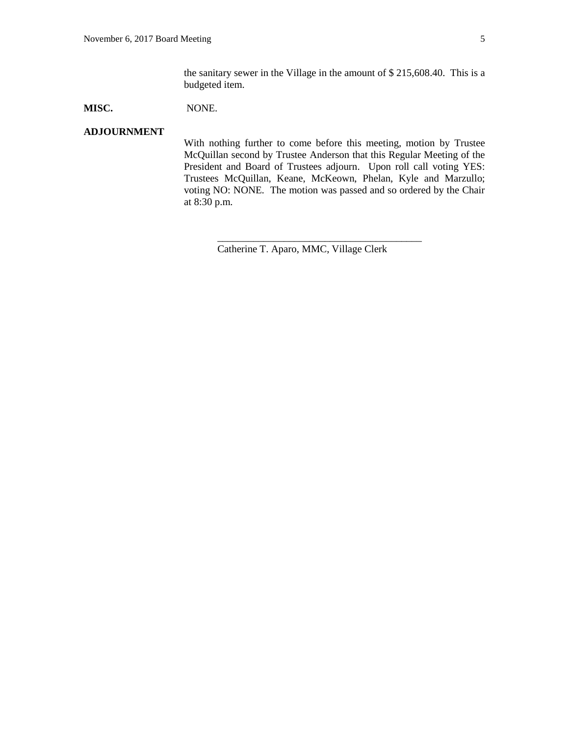the sanitary sewer in the Village in the amount of $ 215,608.40. This is a budgeted item.

**MISC.** NONE.

**ADJOURNMENT**

With nothing further to come before this meeting, motion by Trustee McQuillan second by Trustee Anderson that this Regular Meeting of the President and Board of Trustees adjourn. Upon roll call voting YES: Trustees McQuillan, Keane, McKeown, Phelan, Kyle and Marzullo; voting NO: NONE. The motion was passed and so ordered by the Chair at 8:30 p.m.

\_\_\_\_\_\_\_\_\_\_\_\_\_\_\_\_\_\_\_\_\_\_\_\_\_\_\_\_\_\_\_\_\_\_\_\_\_\_\_\_

Catherine T. Aparo, MMC, Village Clerk